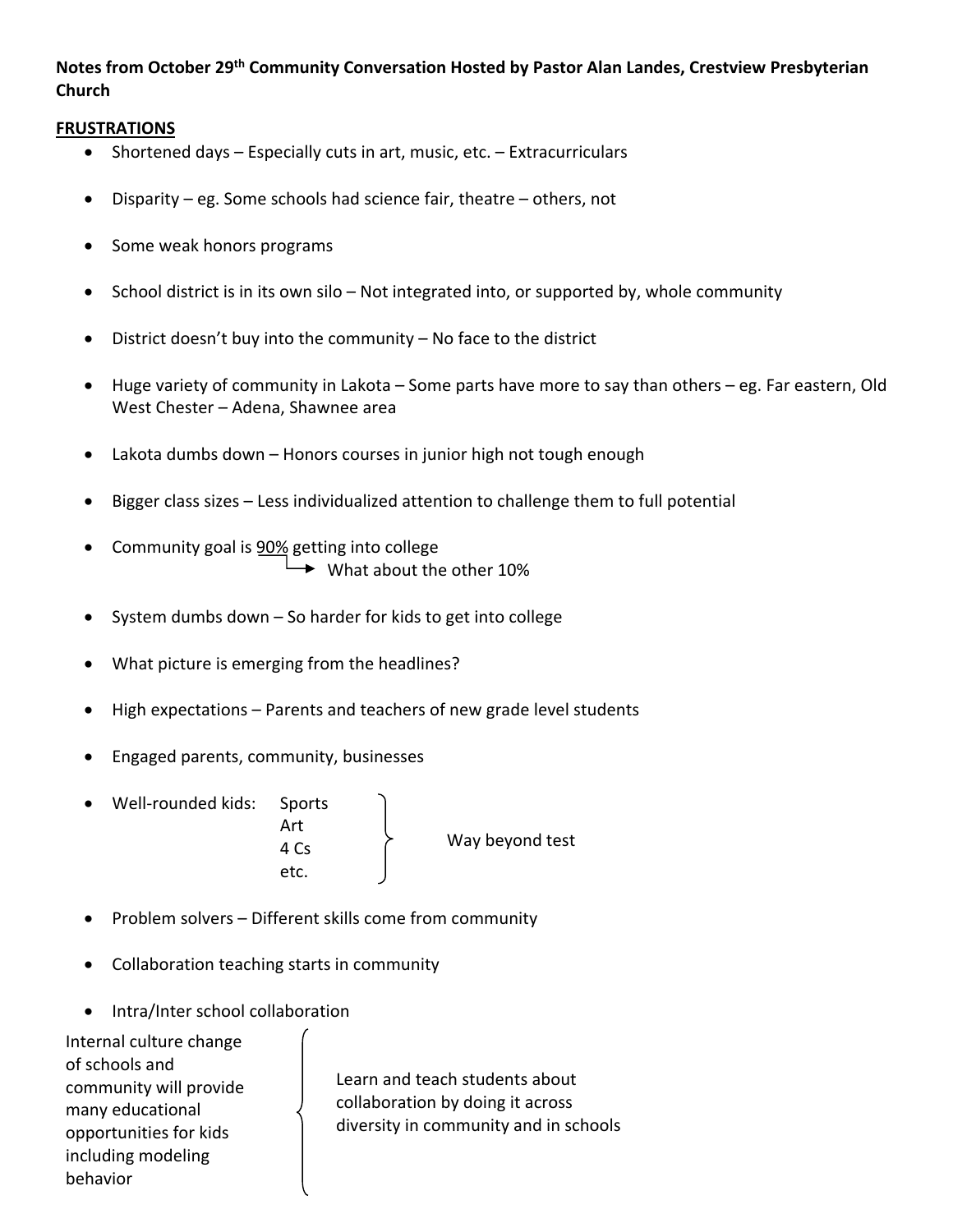**Notes from October 29th Community Conversation Hosted by Pastor Alan Landes, Crestview Presbyterian Church**

**FRUSTRATIONS**

- Shortened days – Especially cuts in art, music, etc. – Extracurriculars
- Disparity – eg. Some schools had science fair, theatre – others, not
- Some weak honors programs
- School district is in its own silo – Not integrated into, or supported by, whole community
- District doesn't buy into the community – No face to the district
- Huge variety of community in Lakota – Some parts have more to say than others – eg. Far eastern, Old West Chester – Adena, Shawnee area
- Lakota dumbs down – Honors courses in junior high not tough enough
- Bigger class sizes – Less individualized attention to challenge them to full potential
- Community goal is 90% getting into college
  → What about the other 10%
- System dumbs down – So harder for kids to get into college
- What picture is emerging from the headlines?
- High expectations – Parents and teachers of new grade level students
- Engaged parents, community, businesses
- Well-rounded kids: Sports, Art, 4 Cs, etc. } Way beyond test
- Problem solvers – Different skills come from community
- Collaboration teaching starts in community
- Intra/Inter school collaboration

Internal culture change of schools and community will provide many educational opportunities for kids including modeling behavior } Learn and teach students about collaboration by doing it across diversity in community and in schools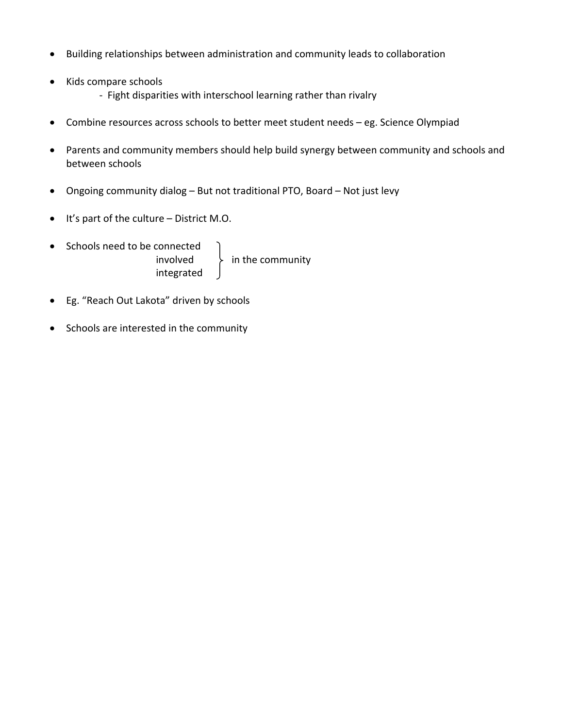- Building relationships between administration and community leads to collaboration
- Kids compare schools
  - Fight disparities with interschool learning rather than rivalry
- Combine resources across schools to better meet student needs – eg. Science Olympiad
- Parents and community members should help build synergy between community and schools and between schools
- Ongoing community dialog – But not traditional PTO, Board – Not just levy
- It's part of the culture – District M.O.
- Schools need to be connected / involved / integrated } in the community
- Eg. "Reach Out Lakota" driven by schools
- Schools are interested in the community